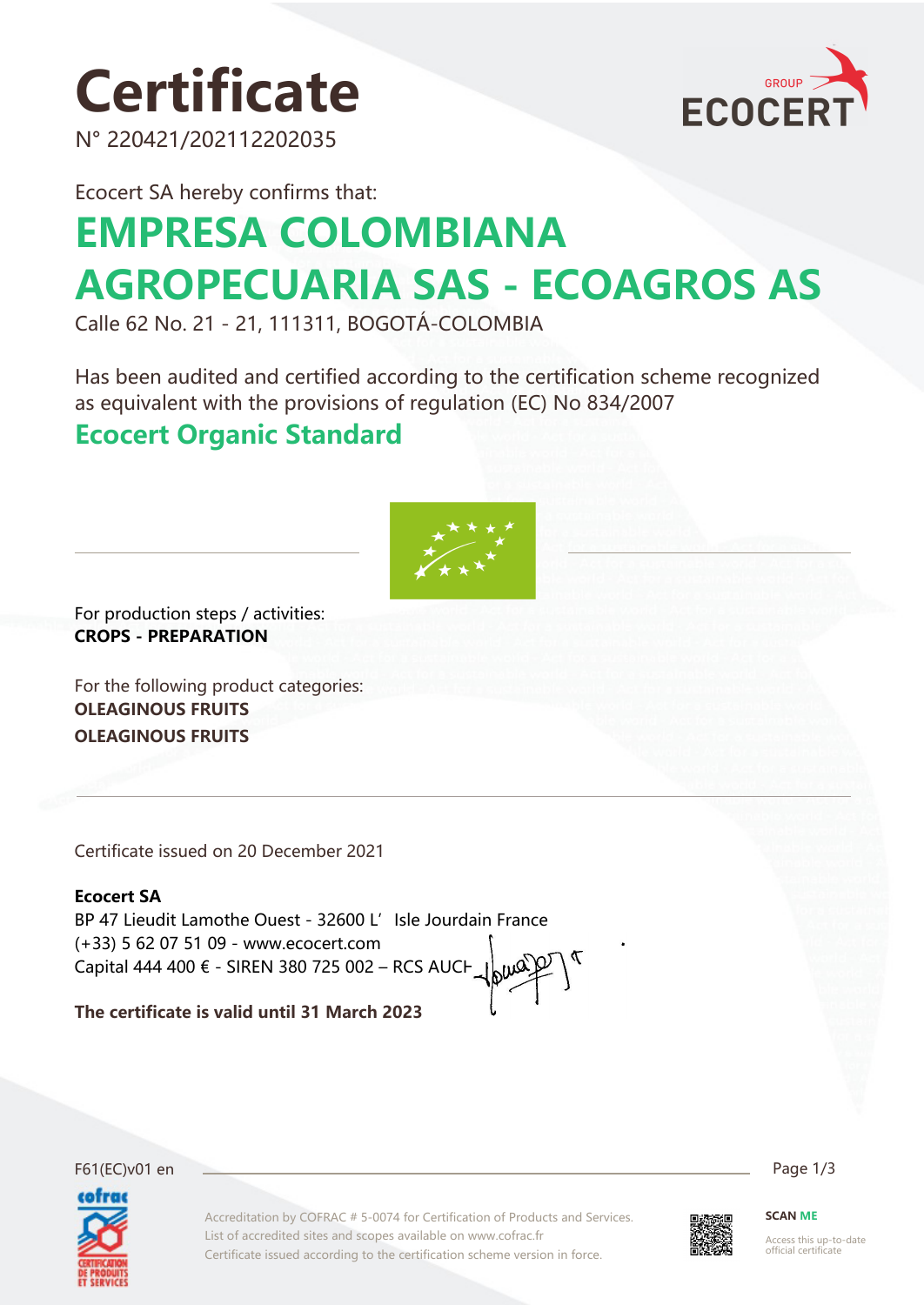# Certificate

N° 220421/202112202035

Ecocert SA hereby confirms that:

## EMPRESA COLOMBIANA AGROPECUARIA SAS - ECOAGROS AS

Calle 62 No. 21 - 21, 111311, BOGOTÁ-COLOMBIA

Has been audited and certified according to the certification scheme recognized as equivalent with the provisions of regulation (EC) No 834/2007

## Ecocert Organic Standard

For production steps / activities:
**CROPS - PREPARATION**

For the following product categories:
**OLEAGINOUS FRUITS**
**OLEAGINOUS FRUITS**

Certificate issued on 20 December 2021

**Ecocert SA**
BP 47 Lieudit Lamothe Ouest - 32600 L'Isle Jourdain France
(+33) 5 62 07 51 09 - www.ecocert.com
Capital 444 400 € - SIREN 380 725 002 – RCS AUCH

**The certificate is valid until 31 March 2023**

F61(EC)v01 en

Accreditation by COFRAC # 5-0074 for Certification of Products and Services.
List of accredited sites and scopes available on www.cofrac.fr
Certificate issued according to the certification scheme version in force.

**SCAN ME**
Access this up-to-date official certificate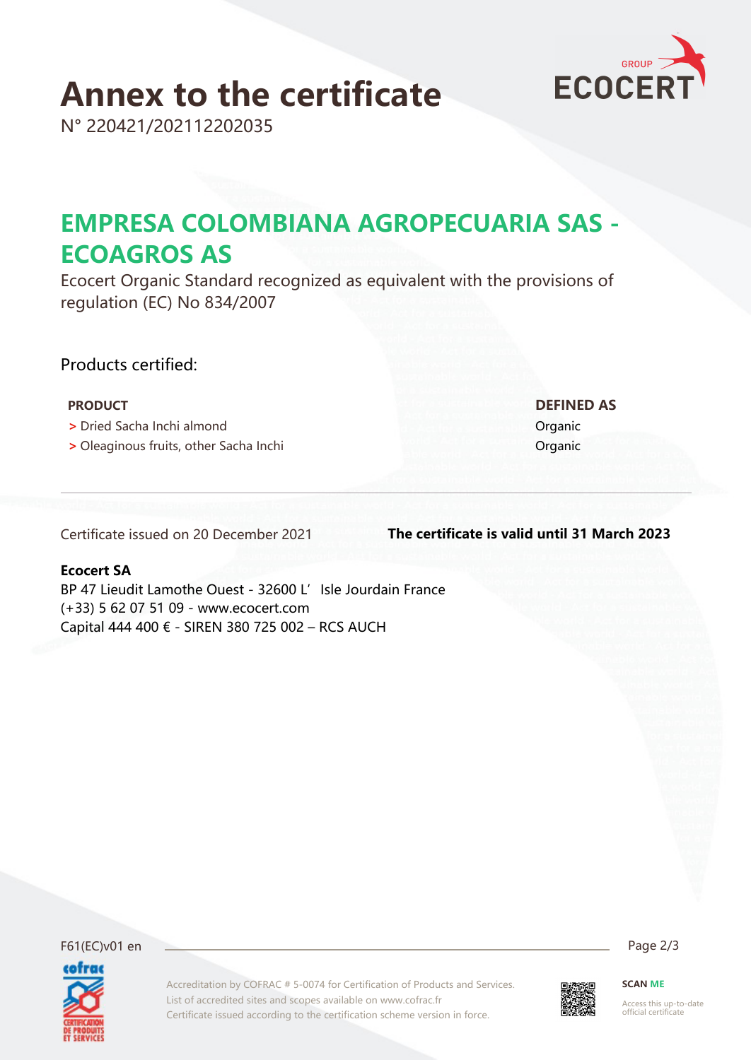# Annex to the certificate

N° 220421/202112202035

## EMPRESA COLOMBIANA AGROPECUARIA SAS - ECOAGROS AS

Ecocert Organic Standard recognized as equivalent with the provisions of regulation (EC) No 834/2007

Products certified:

| PRODUCT | DEFINED AS |
|---|---|
| > Dried Sacha Inchi almond | Organic |
| > Oleaginous fruits, other Sacha Inchi | Organic |

Certificate issued on 20 December 2021

**The certificate is valid until 31 March 2023**

**Ecocert SA**
BP 47 Lieudit Lamothe Ouest - 32600 L'Isle Jourdain France
(+33) 5 62 07 51 09 - www.ecocert.com
Capital 444 400 € - SIREN 380 725 002 – RCS AUCH

F61(EC)v01 en

Accreditation by COFRAC # 5-0074 for Certification of Products and Services.
List of accredited sites and scopes available on www.cofrac.fr
Certificate issued according to the certification scheme version in force.

SCAN ME
Access this up-to-date official certificate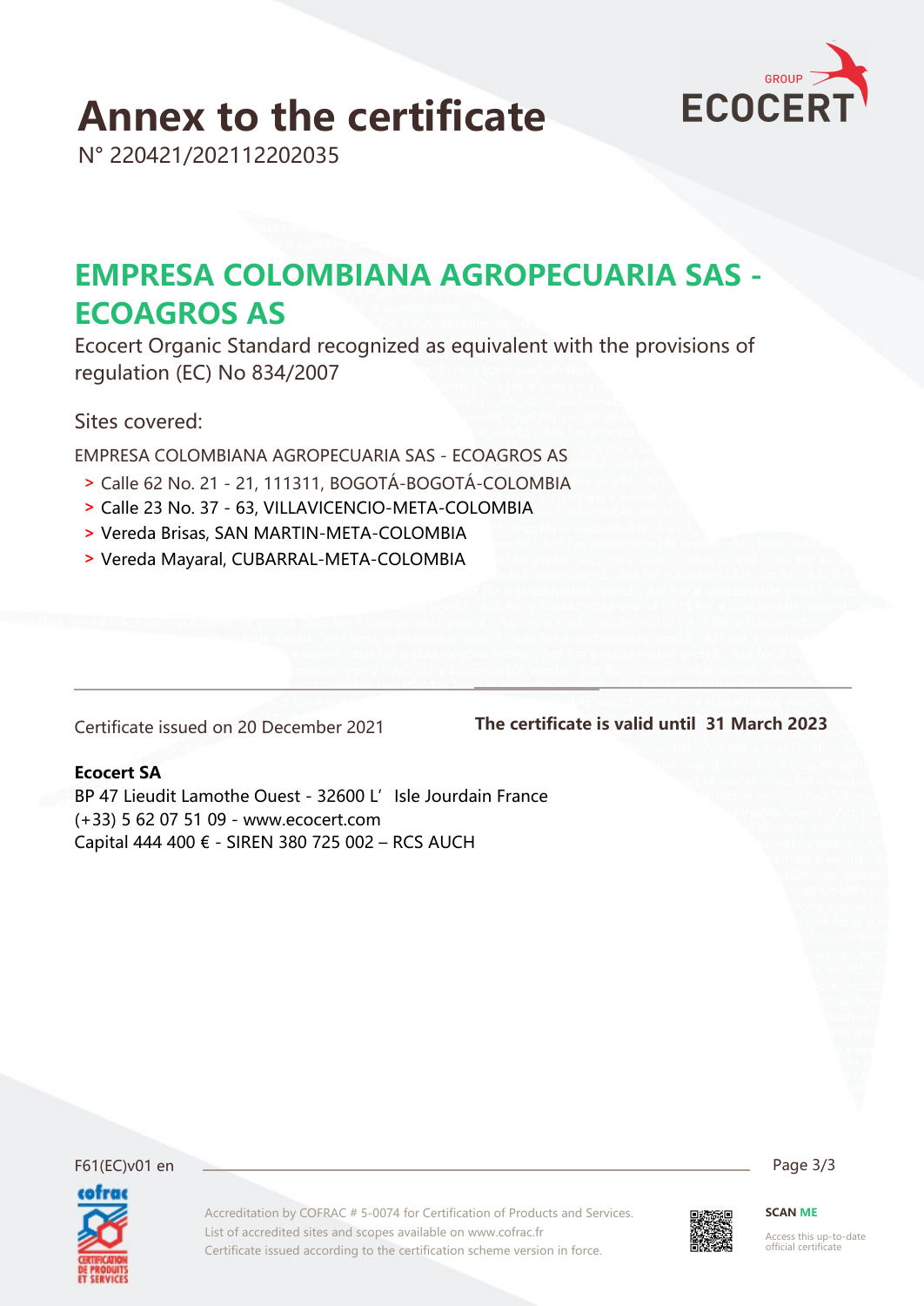# Annex to the certificate

N° 220421/202112202035

## EMPRESA COLOMBIANA AGROPECUARIA SAS - ECOAGROS AS

Ecocert Organic Standard recognized as equivalent with the provisions of regulation (EC) No 834/2007

Sites covered:

EMPRESA COLOMBIANA AGROPECUARIA SAS - ECOAGROS AS

- Calle 62 No. 21 - 21, 111311, BOGOTÁ-BOGOTÁ-COLOMBIA
- Calle 23 No. 37 - 63, VILLAVICENCIO-META-COLOMBIA
- Vereda Brisas, SAN MARTIN-META-COLOMBIA
- Vereda Mayaral, CUBARRAL-META-COLOMBIA

Certificate issued on 20 December 2021

**The certificate is valid until 31 March 2023**

**Ecocert SA**
BP 47 Lieudit Lamothe Ouest - 32600 L'Isle Jourdain France
(+33) 5 62 07 51 09 - www.ecocert.com
Capital 444 400 € - SIREN 380 725 002 – RCS AUCH

F61(EC)v01 en

Accreditation by COFRAC # 5-0074 for Certification of Products and Services.
List of accredited sites and scopes available on www.cofrac.fr
Certificate issued according to the certification scheme version in force.

SCAN ME
Access this up-to-date official certificate